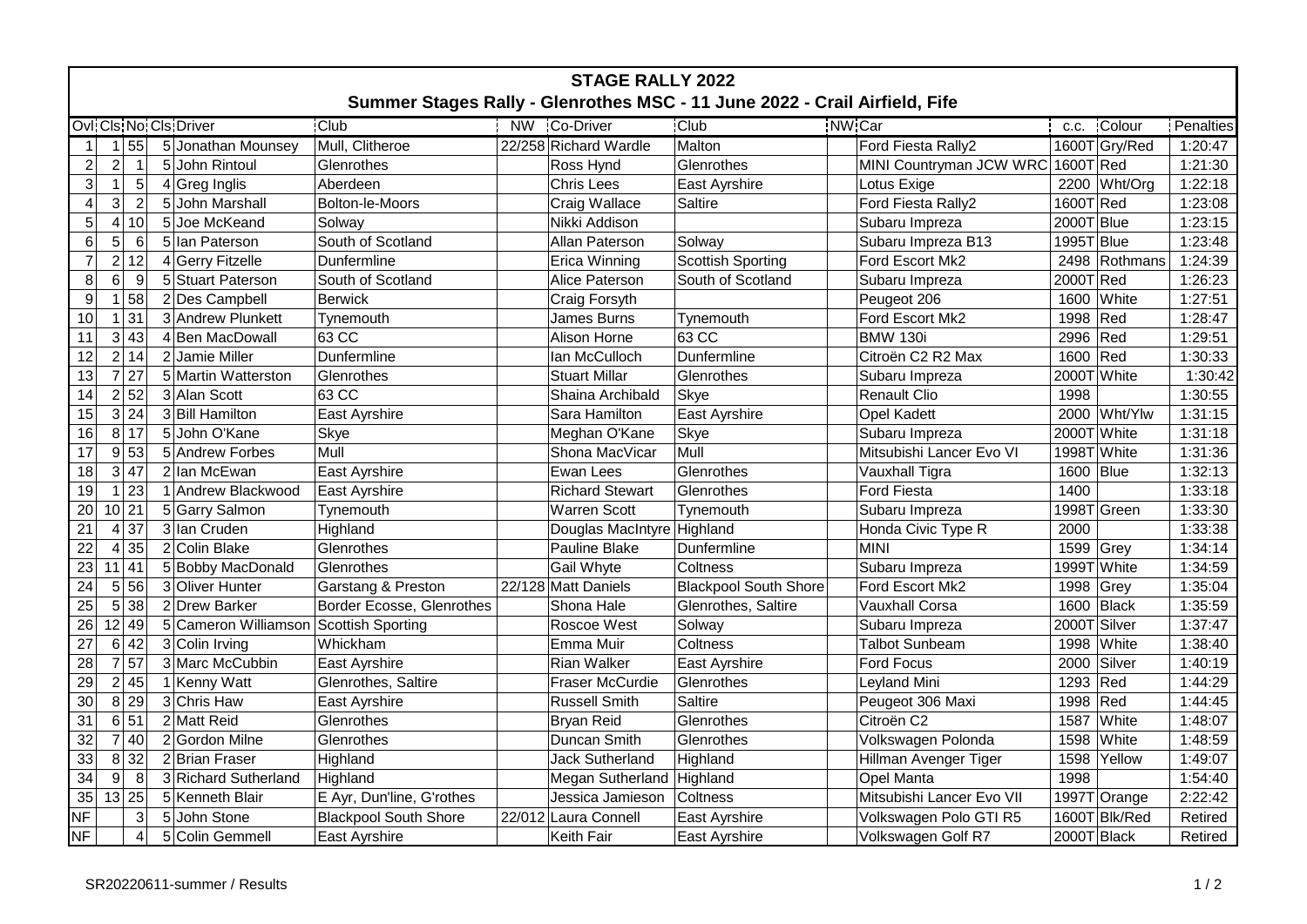# STAGE RALLY 2022

## Summer Stages Rally - Glenrothes MSC - 11 June 2022 - Crail Airfield, Fife

| Ovl | Cls | No | Cls | Driver | Club | NW | Co-Driver | Club | NW | Car | c.c. | Colour | Penalties |
|---|---|---|---|---|---|---|---|---|---|---|---|---|---|
| 1 | 1 | 55 | 5 | Jonathan Mounsey | Mull, Clitheroe | 22/258 | Richard Wardle | Malton | | Ford Fiesta Rally2 | 1600T | Gry/Red | 1:20:47 |
| 2 | 2 | 1 | 5 | John Rintoul | Glenrothes | | Ross Hynd | Glenrothes | | MINI Countryman JCW WRC | 1600T | Red | 1:21:30 |
| 3 | 1 | 5 | 4 | Greg Inglis | Aberdeen | | Chris Lees | East Ayrshire | | Lotus Exige | 2200 | Wht/Org | 1:22:18 |
| 4 | 3 | 2 | 5 | John Marshall | Bolton-le-Moors | | Craig Wallace | Saltire | | Ford Fiesta Rally2 | 1600T | Red | 1:23:08 |
| 5 | 4 | 10 | 5 | Joe McKeand | Solway | | Nikki Addison | | | Subaru Impreza | 2000T | Blue | 1:23:15 |
| 6 | 5 | 6 | 5 | Ian Paterson | South of Scotland | | Allan Paterson | Solway | | Subaru Impreza B13 | 1995T | Blue | 1:23:48 |
| 7 | 2 | 12 | 4 | Gerry Fitzelle | Dunfermline | | Erica Winning | Scottish Sporting | | Ford Escort Mk2 | 2498 | Rothmans | 1:24:39 |
| 8 | 6 | 9 | 5 | Stuart Paterson | South of Scotland | | Alice Paterson | South of Scotland | | Subaru Impreza | 2000T | Red | 1:26:23 |
| 9 | 1 | 58 | 2 | Des Campbell | Berwick | | Craig Forsyth | | | Peugeot 206 | 1600 | White | 1:27:51 |
| 10 | 1 | 31 | 3 | Andrew Plunkett | Tynemouth | | James Burns | Tynemouth | | Ford Escort Mk2 | 1998 | Red | 1:28:47 |
| 11 | 3 | 43 | 4 | Ben MacDowall | 63 CC | | Alison Horne | 63 CC | | BMW 130i | 2996 | Red | 1:29:51 |
| 12 | 2 | 14 | 2 | Jamie Miller | Dunfermline | | Ian McCulloch | Dunfermline | | Citroën C2 R2 Max | 1600 | Red | 1:30:33 |
| 13 | 7 | 27 | 5 | Martin Watterston | Glenrothes | | Stuart Millar | Glenrothes | | Subaru Impreza | 2000T | White | 1:30:42 |
| 14 | 2 | 52 | 3 | Alan Scott | 63 CC | | Shaina Archibald | Skye | | Renault Clio | 1998 | | 1:30:55 |
| 15 | 3 | 24 | 3 | Bill Hamilton | East Ayrshire | | Sara Hamilton | East Ayrshire | | Opel Kadett | 2000 | Wht/Ylw | 1:31:15 |
| 16 | 8 | 17 | 5 | John O'Kane | Skye | | Meghan O'Kane | Skye | | Subaru Impreza | 2000T | White | 1:31:18 |
| 17 | 9 | 53 | 5 | Andrew Forbes | Mull | | Shona MacVicar | Mull | | Mitsubishi Lancer Evo VI | 1998T | White | 1:31:36 |
| 18 | 3 | 47 | 2 | Ian McEwan | East Ayrshire | | Ewan Lees | Glenrothes | | Vauxhall Tigra | 1600 | Blue | 1:32:13 |
| 19 | 1 | 23 | 1 | Andrew Blackwood | East Ayrshire | | Richard Stewart | Glenrothes | | Ford Fiesta | 1400 | | 1:33:18 |
| 20 | 10 | 21 | 5 | Garry Salmon | Tynemouth | | Warren Scott | Tynemouth | | Subaru Impreza | 1998T | Green | 1:33:30 |
| 21 | 4 | 37 | 3 | Ian Cruden | Highland | | Douglas MacIntyre | Highland | | Honda Civic Type R | 2000 | | 1:33:38 |
| 22 | 4 | 35 | 2 | Colin Blake | Glenrothes | | Pauline Blake | Dunfermline | | MINI | 1599 | Grey | 1:34:14 |
| 23 | 11 | 41 | 5 | Bobby MacDonald | Glenrothes | | Gail Whyte | Coltness | | Subaru Impreza | 1999T | White | 1:34:59 |
| 24 | 5 | 56 | 3 | Oliver Hunter | Garstang & Preston | 22/128 | Matt Daniels | Blackpool South Shore | | Ford Escort Mk2 | 1998 | Grey | 1:35:04 |
| 25 | 5 | 38 | 2 | Drew Barker | Border Ecosse, Glenrothes | | Shona Hale | Glenrothes, Saltire | | Vauxhall Corsa | 1600 | Black | 1:35:59 |
| 26 | 12 | 49 | 5 | Cameron Williamson | Scottish Sporting | | Roscoe West | Solway | | Subaru Impreza | 2000T | Silver | 1:37:47 |
| 27 | 6 | 42 | 3 | Colin Irving | Whickham | | Emma Muir | Coltness | | Talbot Sunbeam | 1998 | White | 1:38:40 |
| 28 | 7 | 57 | 3 | Marc McCubbin | East Ayrshire | | Rian Walker | East Ayrshire | | Ford Focus | 2000 | Silver | 1:40:19 |
| 29 | 2 | 45 | 1 | Kenny Watt | Glenrothes, Saltire | | Fraser McCurdie | Glenrothes | | Leyland Mini | 1293 | Red | 1:44:29 |
| 30 | 8 | 29 | 3 | Chris Haw | East Ayrshire | | Russell Smith | Saltire | | Peugeot 306 Maxi | 1998 | Red | 1:44:45 |
| 31 | 6 | 51 | 2 | Matt Reid | Glenrothes | | Bryan Reid | Glenrothes | | Citroën C2 | 1587 | White | 1:48:07 |
| 32 | 7 | 40 | 2 | Gordon Milne | Glenrothes | | Duncan Smith | Glenrothes | | Volkswagen Polonda | 1598 | White | 1:48:59 |
| 33 | 8 | 32 | 2 | Brian Fraser | Highland | | Jack Sutherland | Highland | | Hillman Avenger Tiger | 1598 | Yellow | 1:49:07 |
| 34 | 9 | 8 | 3 | Richard Sutherland | Highland | | Megan Sutherland | Highland | | Opel Manta | 1998 | | 1:54:40 |
| 35 | 13 | 25 | 5 | Kenneth Blair | E Ayr, Dun'line, G'rothes | | Jessica Jamieson | Coltness | | Mitsubishi Lancer Evo VII | 1997T | Orange | 2:22:42 |
| NF | | 3 | 5 | John Stone | Blackpool South Shore | 22/012 | Laura Connell | East Ayrshire | | Volkswagen Polo GTI R5 | 1600T | Blk/Red | Retired |
| NF | | 4 | 5 | Colin Gemmell | East Ayrshire | | Keith Fair | East Ayrshire | | Volkswagen Golf R7 | 2000T | Black | Retired |

SR20220611-summer / Results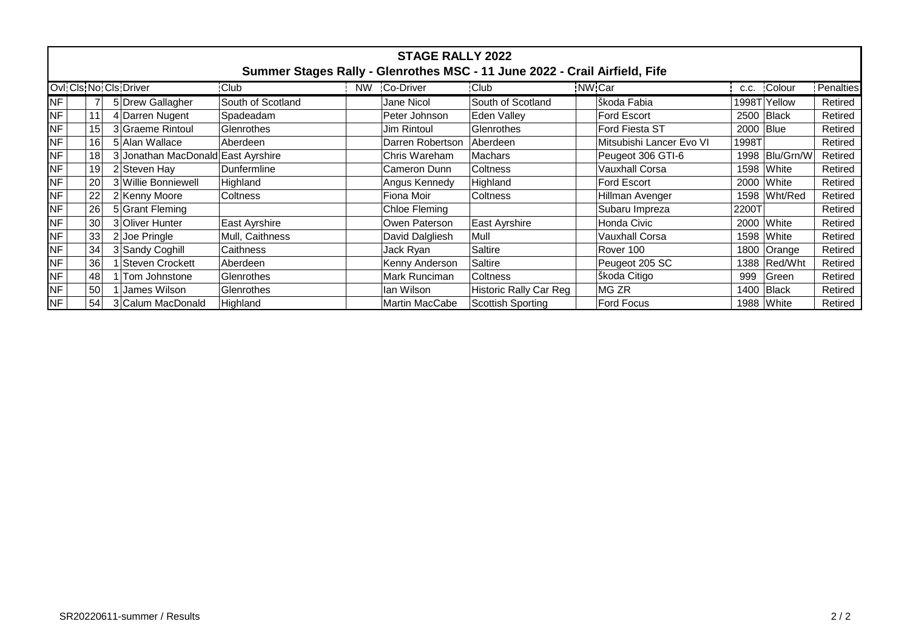# STAGE RALLY 2022

## Summer Stages Rally - Glenrothes MSC - 11 June 2022 - Crail Airfield, Fife

| Ovl | Cls | No | Cls | Driver | Club | NW | Co-Driver | Club | NW | Car | c.c. | Colour | Penalties |
|---|---|---|---|---|---|---|---|---|---|---|---|---|---|
| NF | | 7 | 5 | Drew Gallagher | South of Scotland | | Jane Nicol | South of Scotland | | škoda Fabia | 1998T | Yellow | Retired |
| NF | | 11 | 4 | Darren Nugent | Spadeadam | | Peter Johnson | Eden Valley | | Ford Escort | 2500 | Black | Retired |
| NF | | 15 | 3 | Graeme Rintoul | Glenrothes | | Jim Rintoul | Glenrothes | | Ford Fiesta ST | 2000 | Blue | Retired |
| NF | | 16 | 5 | Alan Wallace | Aberdeen | | Darren Robertson | Aberdeen | | Mitsubishi Lancer Evo VI | 1998T | | Retired |
| NF | | 18 | 3 | Jonathan MacDonald | East Ayrshire | | Chris Wareham | Machars | | Peugeot 306 GTI-6 | 1998 | Blu/Grn/W | Retired |
| NF | | 19 | 2 | Steven Hay | Dunfermline | | Cameron Dunn | Coltness | | Vauxhall Corsa | 1598 | White | Retired |
| NF | | 20 | 3 | Willie Bonniewell | Highland | | Angus Kennedy | Highland | | Ford Escort | 2000 | White | Retired |
| NF | | 22 | 2 | Kenny Moore | Coltness | | Fiona Moir | Coltness | | Hillman Avenger | 1598 | Wht/Red | Retired |
| NF | | 26 | 5 | Grant Fleming | | | Chloe Fleming | | | Subaru Impreza | 2200T | | Retired |
| NF | | 30 | 3 | Oliver Hunter | East Ayrshire | | Owen Paterson | East Ayrshire | | Honda Civic | 2000 | White | Retired |
| NF | | 33 | 2 | Joe Pringle | Mull, Caithness | | David Dalgliesh | Mull | | Vauxhall Corsa | 1598 | White | Retired |
| NF | | 34 | 3 | Sandy Coghill | Caithness | | Jack Ryan | Saltire | | Rover 100 | 1800 | Orange | Retired |
| NF | | 36 | 1 | Steven Crockett | Aberdeen | | Kenny Anderson | Saltire | | Peugeot 205 SC | 1388 | Red/Wht | Retired |
| NF | | 48 | 1 | Tom Johnstone | Glenrothes | | Mark Runciman | Coltness | | škoda Citigo | 999 | Green | Retired |
| NF | | 50 | 1 | James Wilson | Glenrothes | | Ian Wilson | Historic Rally Car Reg | | MG ZR | 1400 | Black | Retired |
| NF | | 54 | 3 | Calum MacDonald | Highland | | Martin MacCabe | Scottish Sporting | | Ford Focus | 1988 | White | Retired |

SR20220611-summer / Results